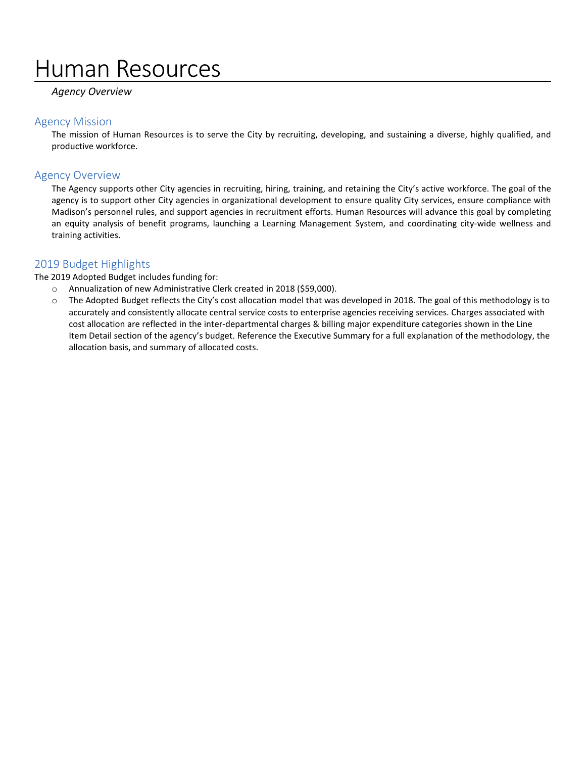# Human Resources

*Agency Overview*

## Agency Mission

The mission of Human Resources is to serve the City by recruiting, developing, and sustaining a diverse, highly qualified, and productive workforce.

## Agency Overview

The Agency supports other City agencies in recruiting, hiring, training, and retaining the City's active workforce. The goal of the agency is to support other City agencies in organizational development to ensure quality City services, ensure compliance with Madison's personnel rules, and support agencies in recruitment efforts. Human Resources will advance this goal by completing an equity analysis of benefit programs, launching a Learning Management System, and coordinating city-wide wellness and training activities.

## 2019 Budget Highlights

The 2019 Adopted Budget includes funding for:

- Annualization of new Administrative Clerk created in 2018 ($59,000).
- The Adopted Budget reflects the City's cost allocation model that was developed in 2018. The goal of this methodology is to accurately and consistently allocate central service costs to enterprise agencies receiving services. Charges associated with cost allocation are reflected in the inter-departmental charges & billing major expenditure categories shown in the Line Item Detail section of the agency's budget. Reference the Executive Summary for a full explanation of the methodology, the allocation basis, and summary of allocated costs.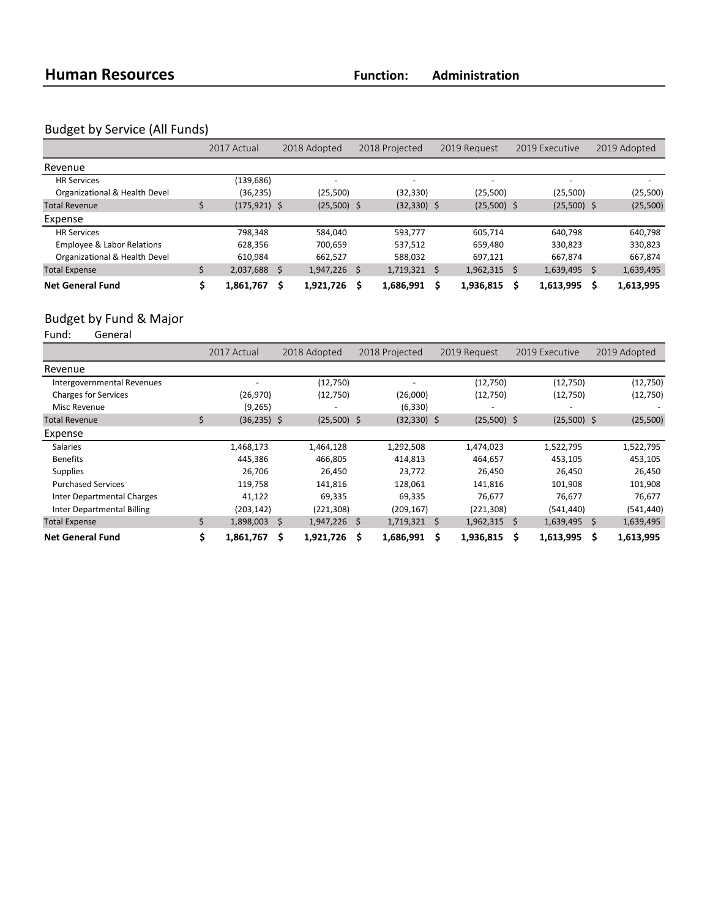# Human Resources

**Function: Administration**

## Budget by Service (All Funds)

| | 2017 Actual | 2018 Adopted | 2018 Projected | 2019 Request | 2019 Executive | 2019 Adopted |
|---|---|---|---|---|---|---|
| **Revenue** | | | | | | |
| HR Services | (139,686) | - | - | - | - | - |
| Organizational & Health Devel | (36,235) | (25,500) | (32,330) | (25,500) | (25,500) | (25,500) |
| Total Revenue | $ (175,921) | $ (25,500) | $ (32,330) | $ (25,500) | $ (25,500) | $ (25,500) |
| **Expense** | | | | | | |
| HR Services | 798,348 | 584,040 | 593,777 | 605,714 | 640,798 | 640,798 |
| Employee & Labor Relations | 628,356 | 700,659 | 537,512 | 659,480 | 330,823 | 330,823 |
| Organizational & Health Devel | 610,984 | 662,527 | 588,032 | 697,121 | 667,874 | 667,874 |
| Total Expense | $ 2,037,688 | $ 1,947,226 | $ 1,719,321 | $ 1,962,315 | $ 1,639,495 | $ 1,639,495 |
| **Net General Fund** | **$ 1,861,767** | **$ 1,921,726** | **$ 1,686,991** | **$ 1,936,815** | **$ 1,613,995** | **$ 1,613,995** |

## Budget by Fund & Major

Fund: General

| | 2017 Actual | 2018 Adopted | 2018 Projected | 2019 Request | 2019 Executive | 2019 Adopted |
|---|---|---|---|---|---|---|
| **Revenue** | | | | | | |
| Intergovernmental Revenues | - | (12,750) | - | (12,750) | (12,750) | (12,750) |
| Charges for Services | (26,970) | (12,750) | (26,000) | (12,750) | (12,750) | (12,750) |
| Misc Revenue | (9,265) | - | (6,330) | - | - | - |
| Total Revenue | $ (36,235) | $ (25,500) | $ (32,330) | $ (25,500) | $ (25,500) | $ (25,500) |
| **Expense** | | | | | | |
| Salaries | 1,468,173 | 1,464,128 | 1,292,508 | 1,474,023 | 1,522,795 | 1,522,795 |
| Benefits | 445,386 | 466,805 | 414,813 | 464,657 | 453,105 | 453,105 |
| Supplies | 26,706 | 26,450 | 23,772 | 26,450 | 26,450 | 26,450 |
| Purchased Services | 119,758 | 141,816 | 128,061 | 141,816 | 101,908 | 101,908 |
| Inter Departmental Charges | 41,122 | 69,335 | 69,335 | 76,677 | 76,677 | 76,677 |
| Inter Departmental Billing | (203,142) | (221,308) | (209,167) | (221,308) | (541,440) | (541,440) |
| Total Expense | $ 1,898,003 | $ 1,947,226 | $ 1,719,321 | $ 1,962,315 | $ 1,639,495 | $ 1,639,495 |
| **Net General Fund** | **$ 1,861,767** | **$ 1,921,726** | **$ 1,686,991** | **$ 1,936,815** | **$ 1,613,995** | **$ 1,613,995** |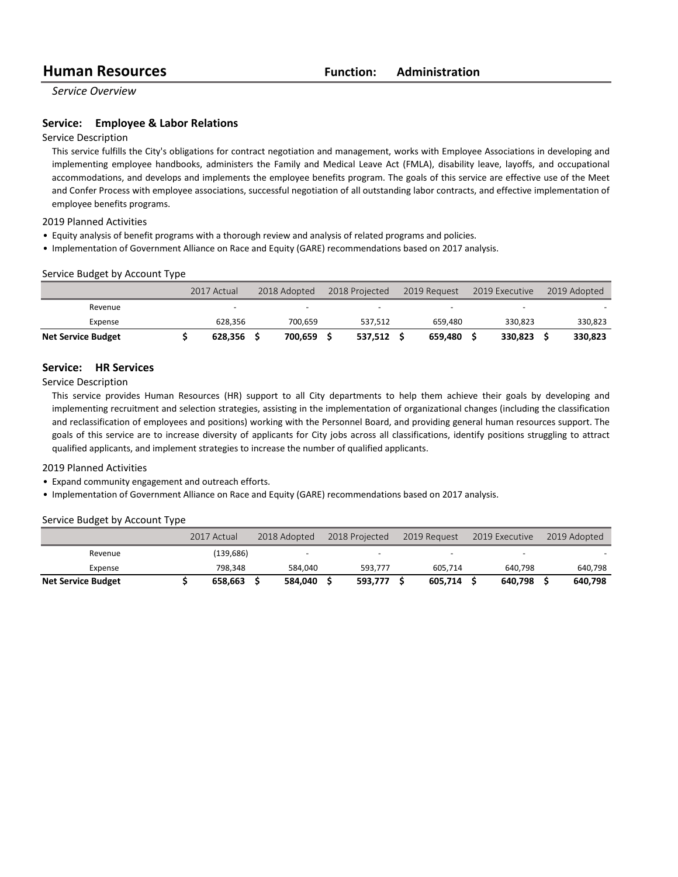# Human Resources

**Function: Administration**

*Service Overview*

## Service: Employee & Labor Relations

### Service Description

This service fulfills the City's obligations for contract negotiation and management, works with Employee Associations in developing and implementing employee handbooks, administers the Family and Medical Leave Act (FMLA), disability leave, layoffs, and occupational accommodations, and develops and implements the employee benefits program. The goals of this service are effective use of the Meet and Confer Process with employee associations, successful negotiation of all outstanding labor contracts, and effective implementation of employee benefits programs.

### 2019 Planned Activities

- Equity analysis of benefit programs with a thorough review and analysis of related programs and policies.
- Implementation of Government Alliance on Race and Equity (GARE) recommendations based on 2017 analysis.

### Service Budget by Account Type

| | 2017 Actual | 2018 Adopted | 2018 Projected | 2019 Request | 2019 Executive | 2019 Adopted |
|---|---|---|---|---|---|---|
| Revenue | - | - | - | - | - | - |
| Expense | 628,356 | 700,659 | 537,512 | 659,480 | 330,823 | 330,823 |
| **Net Service Budget** | **$ 628,356** | **$ 700,659** | **$ 537,512** | **$ 659,480** | **$ 330,823** | **$ 330,823** |

## Service: HR Services

### Service Description

This service provides Human Resources (HR) support to all City departments to help them achieve their goals by developing and implementing recruitment and selection strategies, assisting in the implementation of organizational changes (including the classification and reclassification of employees and positions) working with the Personnel Board, and providing general human resources support. The goals of this service are to increase diversity of applicants for City jobs across all classifications, identify positions struggling to attract qualified applicants, and implement strategies to increase the number of qualified applicants.

### 2019 Planned Activities

- Expand community engagement and outreach efforts.
- Implementation of Government Alliance on Race and Equity (GARE) recommendations based on 2017 analysis.

### Service Budget by Account Type

| | 2017 Actual | 2018 Adopted | 2018 Projected | 2019 Request | 2019 Executive | 2019 Adopted |
|---|---|---|---|---|---|---|
| Revenue | (139,686) | - | - | - | - | - |
| Expense | 798,348 | 584,040 | 593,777 | 605,714 | 640,798 | 640,798 |
| **Net Service Budget** | **$ 658,663** | **$ 584,040** | **$ 593,777** | **$ 605,714** | **$ 640,798** | **$ 640,798** |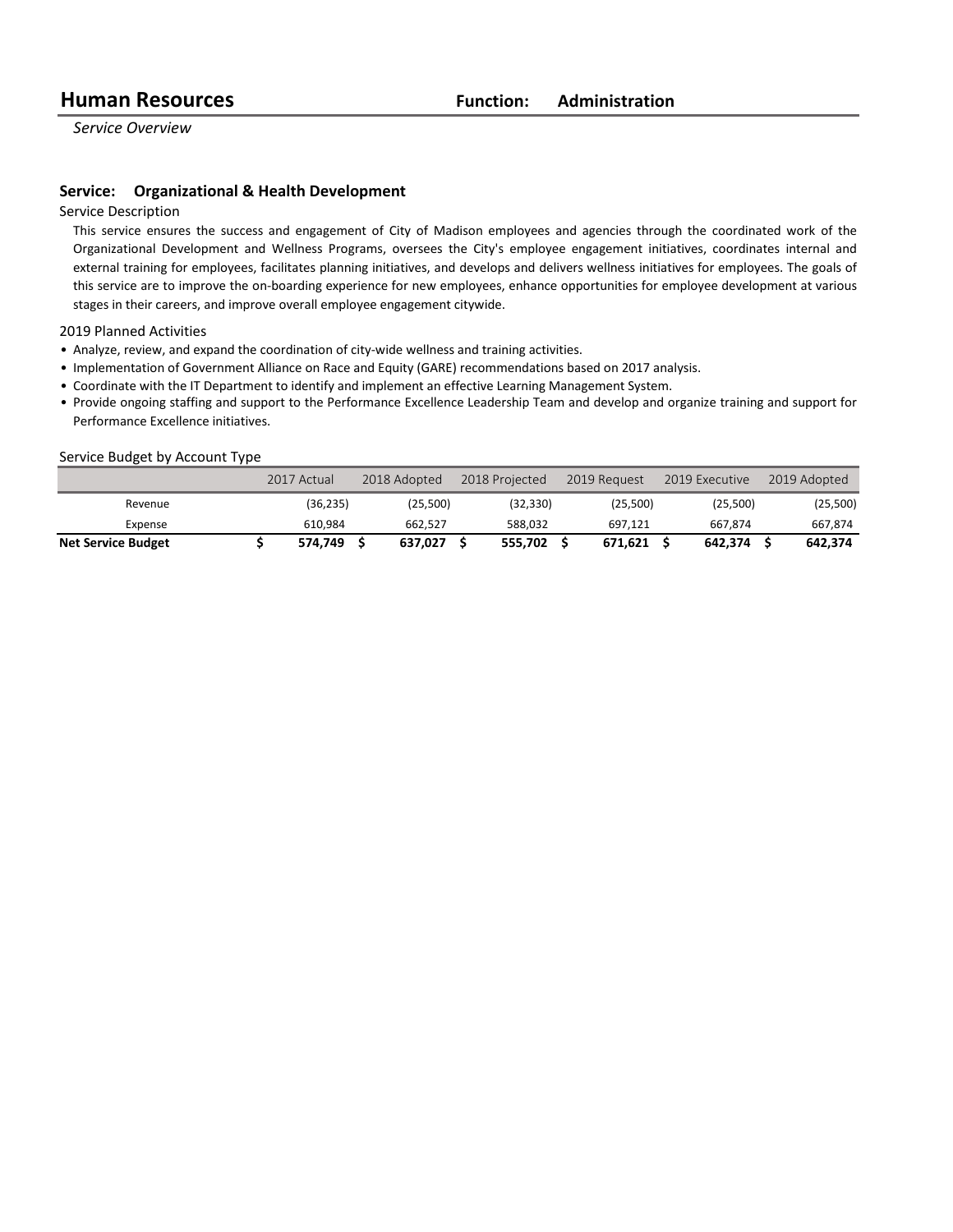# Human Resources

**Function: Administration**

*Service Overview*

## Service: Organizational & Health Development

### Service Description

This service ensures the success and engagement of City of Madison employees and agencies through the coordinated work of the Organizational Development and Wellness Programs, oversees the City's employee engagement initiatives, coordinates internal and external training for employees, facilitates planning initiatives, and develops and delivers wellness initiatives for employees. The goals of this service are to improve the on-boarding experience for new employees, enhance opportunities for employee development at various stages in their careers, and improve overall employee engagement citywide.

### 2019 Planned Activities

- Analyze, review, and expand the coordination of city-wide wellness and training activities.
- Implementation of Government Alliance on Race and Equity (GARE) recommendations based on 2017 analysis.
- Coordinate with the IT Department to identify and implement an effective Learning Management System.
- Provide ongoing staffing and support to the Performance Excellence Leadership Team and develop and organize training and support for Performance Excellence initiatives.

### Service Budget by Account Type

| | 2017 Actual | 2018 Adopted | 2018 Projected | 2019 Request | 2019 Executive | 2019 Adopted |
|---|---|---|---|---|---|---|
| Revenue | (36,235) | (25,500) | (32,330) | (25,500) | (25,500) | (25,500) |
| Expense | 610,984 | 662,527 | 588,032 | 697,121 | 667,874 | 667,874 |
| **Net Service Budget** | **$ 574,749** | **$ 637,027** | **$ 555,702** | **$ 671,621** | **$ 642,374** | **$ 642,374** |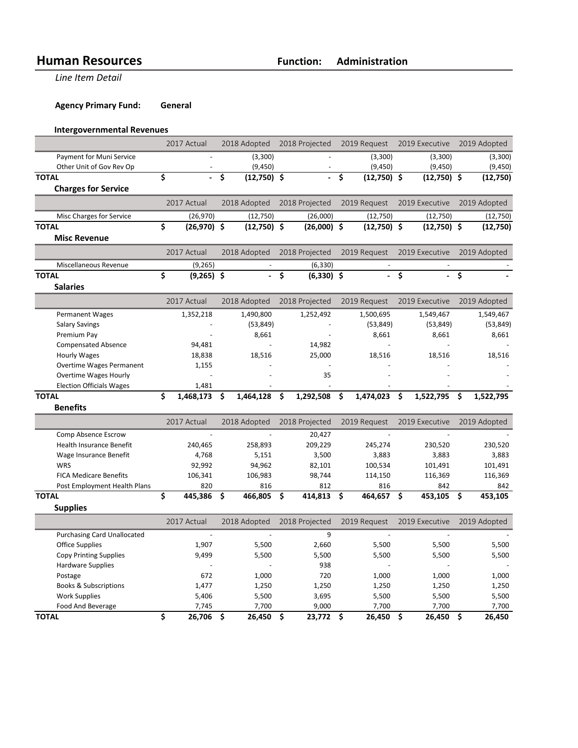# Human Resources

**Function: Administration**

*Line Item Detail*

**Agency Primary Fund: General**

### Intergovernmental Revenues

| | 2017 Actual | 2018 Adopted | 2018 Projected | 2019 Request | 2019 Executive | 2019 Adopted |
|---|---|---|---|---|---|---|
| Payment for Muni Service | - | (3,300) | - | (3,300) | (3,300) | (3,300) |
| Other Unit of Gov Rev Op | - | (9,450) | - | (9,450) | (9,450) | (9,450) |
| **TOTAL** | **$ -** | **$ (12,750)** | **$ -** | **$ (12,750)** | **$ (12,750)** | **$ (12,750)** |

### Charges for Service

| | 2017 Actual | 2018 Adopted | 2018 Projected | 2019 Request | 2019 Executive | 2019 Adopted |
|---|---|---|---|---|---|---|
| Misc Charges for Service | (26,970) | (12,750) | (26,000) | (12,750) | (12,750) | (12,750) |
| **TOTAL** | **$ (26,970)** | **$ (12,750)** | **$ (26,000)** | **$ (12,750)** | **$ (12,750)** | **$ (12,750)** |

### Misc Revenue

| | 2017 Actual | 2018 Adopted | 2018 Projected | 2019 Request | 2019 Executive | 2019 Adopted |
|---|---|---|---|---|---|---|
| Miscellaneous Revenue | (9,265) | - | (6,330) | - | - | - |
| **TOTAL** | **$ (9,265)** | **$ -** | **$ (6,330)** | **$ -** | **$ -** | **$ -** |

### Salaries

| | 2017 Actual | 2018 Adopted | 2018 Projected | 2019 Request | 2019 Executive | 2019 Adopted |
|---|---|---|---|---|---|---|
| Permanent Wages | 1,352,218 | 1,490,800 | 1,252,492 | 1,500,695 | 1,549,467 | 1,549,467 |
| Salary Savings | - | (53,849) | - | (53,849) | (53,849) | (53,849) |
| Premium Pay | - | 8,661 | - | 8,661 | 8,661 | 8,661 |
| Compensated Absence | 94,481 | - | 14,982 | - | - | - |
| Hourly Wages | 18,838 | 18,516 | 25,000 | 18,516 | 18,516 | 18,516 |
| Overtime Wages Permanent | 1,155 | - | - | - | - | - |
| Overtime Wages Hourly | - | - | 35 | - | - | - |
| Election Officials Wages | 1,481 | - | - | - | - | - |
| **TOTAL** | **$ 1,468,173** | **$ 1,464,128** | **$ 1,292,508** | **$ 1,474,023** | **$ 1,522,795** | **$ 1,522,795** |

### Benefits

| | 2017 Actual | 2018 Adopted | 2018 Projected | 2019 Request | 2019 Executive | 2019 Adopted |
|---|---|---|---|---|---|---|
| Comp Absence Escrow | - | - | 20,427 | - | - | - |
| Health Insurance Benefit | 240,465 | 258,893 | 209,229 | 245,274 | 230,520 | 230,520 |
| Wage Insurance Benefit | 4,768 | 5,151 | 3,500 | 3,883 | 3,883 | 3,883 |
| WRS | 92,992 | 94,962 | 82,101 | 100,534 | 101,491 | 101,491 |
| FICA Medicare Benefits | 106,341 | 106,983 | 98,744 | 114,150 | 116,369 | 116,369 |
| Post Employment Health Plans | 820 | 816 | 812 | 816 | 842 | 842 |
| **TOTAL** | **$ 445,386** | **$ 466,805** | **$ 414,813** | **$ 464,657** | **$ 453,105** | **$ 453,105** |

### Supplies

| | 2017 Actual | 2018 Adopted | 2018 Projected | 2019 Request | 2019 Executive | 2019 Adopted |
|---|---|---|---|---|---|---|
| Purchasing Card Unallocated | - | - | 9 | - | - | - |
| Office Supplies | 1,907 | 5,500 | 2,660 | 5,500 | 5,500 | 5,500 |
| Copy Printing Supplies | 9,499 | 5,500 | 5,500 | 5,500 | 5,500 | 5,500 |
| Hardware Supplies | - | - | 938 | - | - | - |
| Postage | 672 | 1,000 | 720 | 1,000 | 1,000 | 1,000 |
| Books & Subscriptions | 1,477 | 1,250 | 1,250 | 1,250 | 1,250 | 1,250 |
| Work Supplies | 5,406 | 5,500 | 3,695 | 5,500 | 5,500 | 5,500 |
| Food And Beverage | 7,745 | 7,700 | 9,000 | 7,700 | 7,700 | 7,700 |
| **TOTAL** | **$ 26,706** | **$ 26,450** | **$ 23,772** | **$ 26,450** | **$ 26,450** | **$ 26,450** |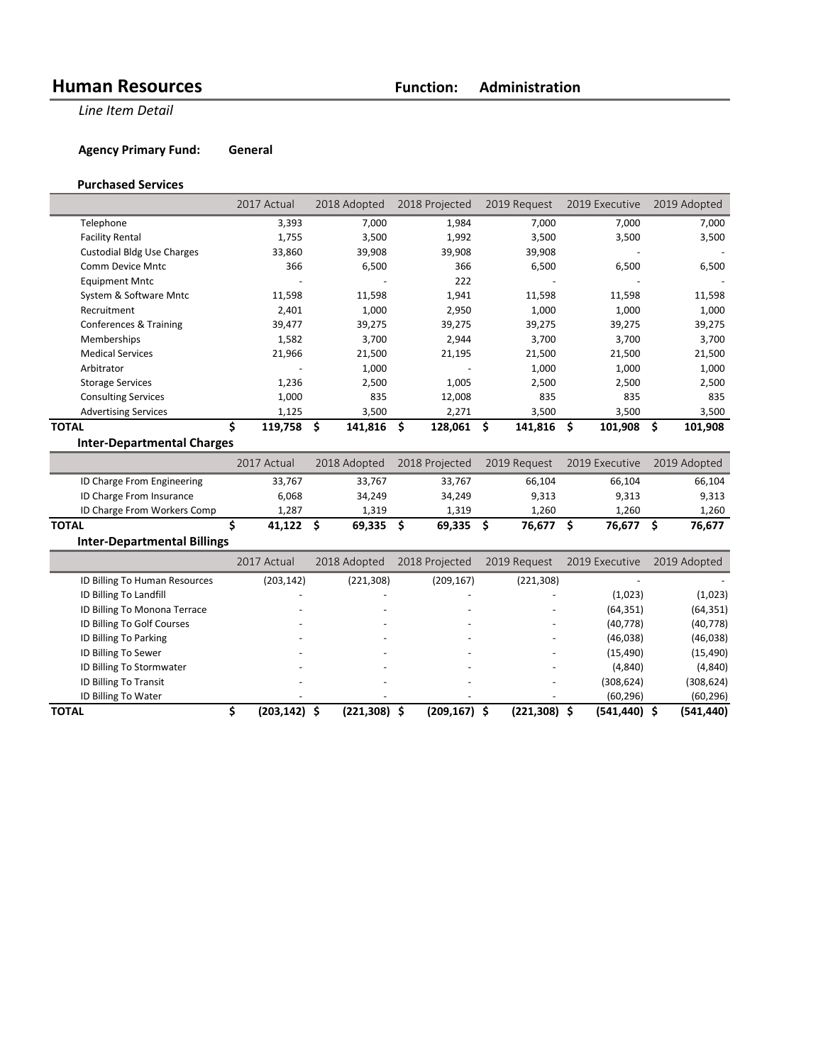# Human Resources

**Function: Administration**

*Line Item Detail*

**Agency Primary Fund: General**

### Purchased Services

| | 2017 Actual | 2018 Adopted | 2018 Projected | 2019 Request | 2019 Executive | 2019 Adopted |
|---|---|---|---|---|---|---|
| Telephone | 3,393 | 7,000 | 1,984 | 7,000 | 7,000 | 7,000 |
| Facility Rental | 1,755 | 3,500 | 1,992 | 3,500 | 3,500 | 3,500 |
| Custodial Bldg Use Charges | 33,860 | 39,908 | 39,908 | 39,908 | - | - |
| Comm Device Mntc | 366 | 6,500 | 366 | 6,500 | 6,500 | 6,500 |
| Equipment Mntc | - | - | 222 | - | - | - |
| System & Software Mntc | 11,598 | 11,598 | 1,941 | 11,598 | 11,598 | 11,598 |
| Recruitment | 2,401 | 1,000 | 2,950 | 1,000 | 1,000 | 1,000 |
| Conferences & Training | 39,477 | 39,275 | 39,275 | 39,275 | 39,275 | 39,275 |
| Memberships | 1,582 | 3,700 | 2,944 | 3,700 | 3,700 | 3,700 |
| Medical Services | 21,966 | 21,500 | 21,195 | 21,500 | 21,500 | 21,500 |
| Arbitrator | - | 1,000 | - | 1,000 | 1,000 | 1,000 |
| Storage Services | 1,236 | 2,500 | 1,005 | 2,500 | 2,500 | 2,500 |
| Consulting Services | 1,000 | 835 | 12,008 | 835 | 835 | 835 |
| Advertising Services | 1,125 | 3,500 | 2,271 | 3,500 | 3,500 | 3,500 |
| **TOTAL** | **$ 119,758** | **$ 141,816** | **$ 128,061** | **$ 141,816** | **$ 101,908** | **$ 101,908** |

### Inter-Departmental Charges

| | 2017 Actual | 2018 Adopted | 2018 Projected | 2019 Request | 2019 Executive | 2019 Adopted |
|---|---|---|---|---|---|---|
| ID Charge From Engineering | 33,767 | 33,767 | 33,767 | 66,104 | 66,104 | 66,104 |
| ID Charge From Insurance | 6,068 | 34,249 | 34,249 | 9,313 | 9,313 | 9,313 |
| ID Charge From Workers Comp | 1,287 | 1,319 | 1,319 | 1,260 | 1,260 | 1,260 |
| **TOTAL** | **$ 41,122** | **$ 69,335** | **$ 69,335** | **$ 76,677** | **$ 76,677** | **$ 76,677** |

### Inter-Departmental Billings

| | 2017 Actual | 2018 Adopted | 2018 Projected | 2019 Request | 2019 Executive | 2019 Adopted |
|---|---|---|---|---|---|---|
| ID Billing To Human Resources | (203,142) | (221,308) | (209,167) | (221,308) | - | - |
| ID Billing To Landfill | - | - | - | - | (1,023) | (1,023) |
| ID Billing To Monona Terrace | - | - | - | - | (64,351) | (64,351) |
| ID Billing To Golf Courses | - | - | - | - | (40,778) | (40,778) |
| ID Billing To Parking | - | - | - | - | (46,038) | (46,038) |
| ID Billing To Sewer | - | - | - | - | (15,490) | (15,490) |
| ID Billing To Stormwater | - | - | - | - | (4,840) | (4,840) |
| ID Billing To Transit | - | - | - | - | (308,624) | (308,624) |
| ID Billing To Water | - | - | - | - | (60,296) | (60,296) |
| **TOTAL** | **$ (203,142)** | **$ (221,308)** | **$ (209,167)** | **$ (221,308)** | **$ (541,440)** | **$ (541,440)** |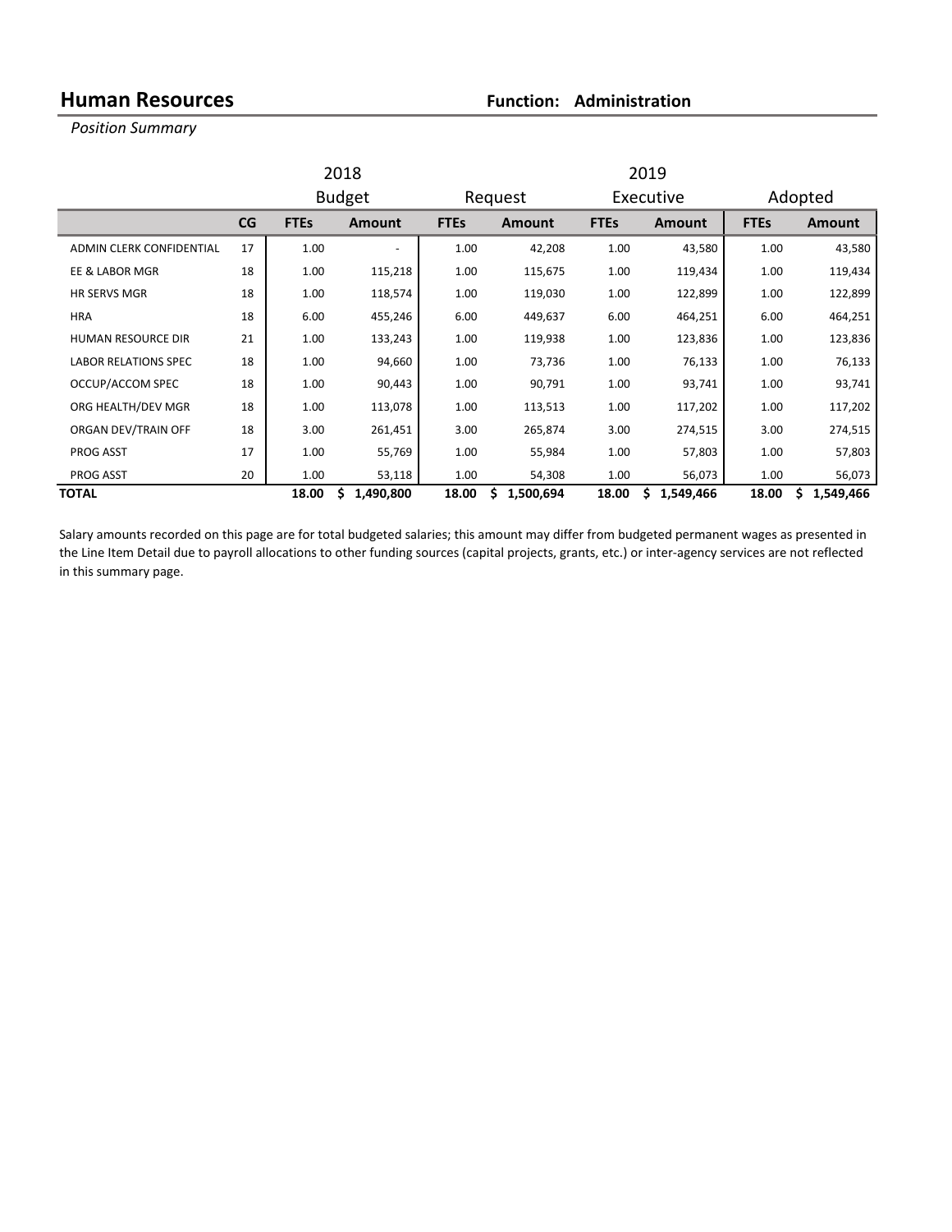## Human Resources

**Function: Administration**

*Position Summary*

| | | 2018 | | 2019 | | | | | |
|---|---|---|---|---|---|---|---|---|---|
| | | Budget | | Request | | Executive | | Adopted | |
| | **CG** | **FTEs** | **Amount** | **FTEs** | **Amount** | **FTEs** | **Amount** | **FTEs** | **Amount** |
| ADMIN CLERK CONFIDENTIAL | 17 | 1.00 | - | 1.00 | 42,208 | 1.00 | 43,580 | 1.00 | 43,580 |
| EE & LABOR MGR | 18 | 1.00 | 115,218 | 1.00 | 115,675 | 1.00 | 119,434 | 1.00 | 119,434 |
| HR SERVS MGR | 18 | 1.00 | 118,574 | 1.00 | 119,030 | 1.00 | 122,899 | 1.00 | 122,899 |
| HRA | 18 | 6.00 | 455,246 | 6.00 | 449,637 | 6.00 | 464,251 | 6.00 | 464,251 |
| HUMAN RESOURCE DIR | 21 | 1.00 | 133,243 | 1.00 | 119,938 | 1.00 | 123,836 | 1.00 | 123,836 |
| LABOR RELATIONS SPEC | 18 | 1.00 | 94,660 | 1.00 | 73,736 | 1.00 | 76,133 | 1.00 | 76,133 |
| OCCUP/ACCOM SPEC | 18 | 1.00 | 90,443 | 1.00 | 90,791 | 1.00 | 93,741 | 1.00 | 93,741 |
| ORG HEALTH/DEV MGR | 18 | 1.00 | 113,078 | 1.00 | 113,513 | 1.00 | 117,202 | 1.00 | 117,202 |
| ORGAN DEV/TRAIN OFF | 18 | 3.00 | 261,451 | 3.00 | 265,874 | 3.00 | 274,515 | 3.00 | 274,515 |
| PROG ASST | 17 | 1.00 | 55,769 | 1.00 | 55,984 | 1.00 | 57,803 | 1.00 | 57,803 |
| PROG ASST | 20 | 1.00 | 53,118 | 1.00 | 54,308 | 1.00 | 56,073 | 1.00 | 56,073 |
| **TOTAL** | | **18.00** | **$ 1,490,800** | **18.00** | **$ 1,500,694** | **18.00** | **$ 1,549,466** | **18.00** | **$ 1,549,466** |

Salary amounts recorded on this page are for total budgeted salaries; this amount may differ from budgeted permanent wages as presented in the Line Item Detail due to payroll allocations to other funding sources (capital projects, grants, etc.) or inter-agency services are not reflected in this summary page.